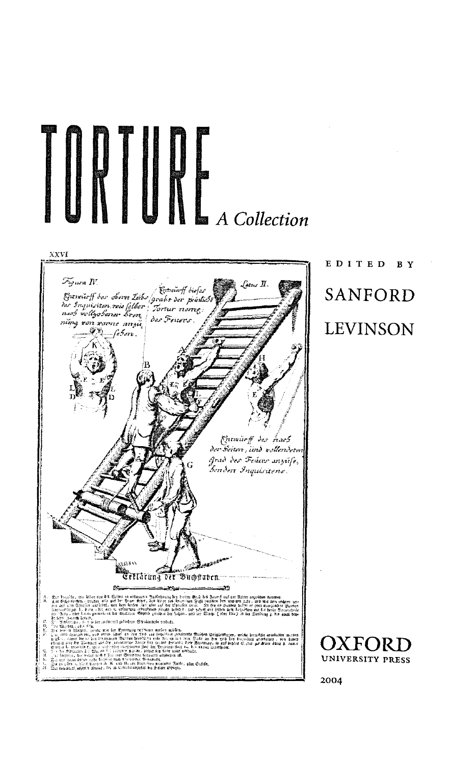# TORTURE

## *A Collection*

EDITED BY

SANFORD LEVINSON

OXFORD UNIVERSITY PRESS

2004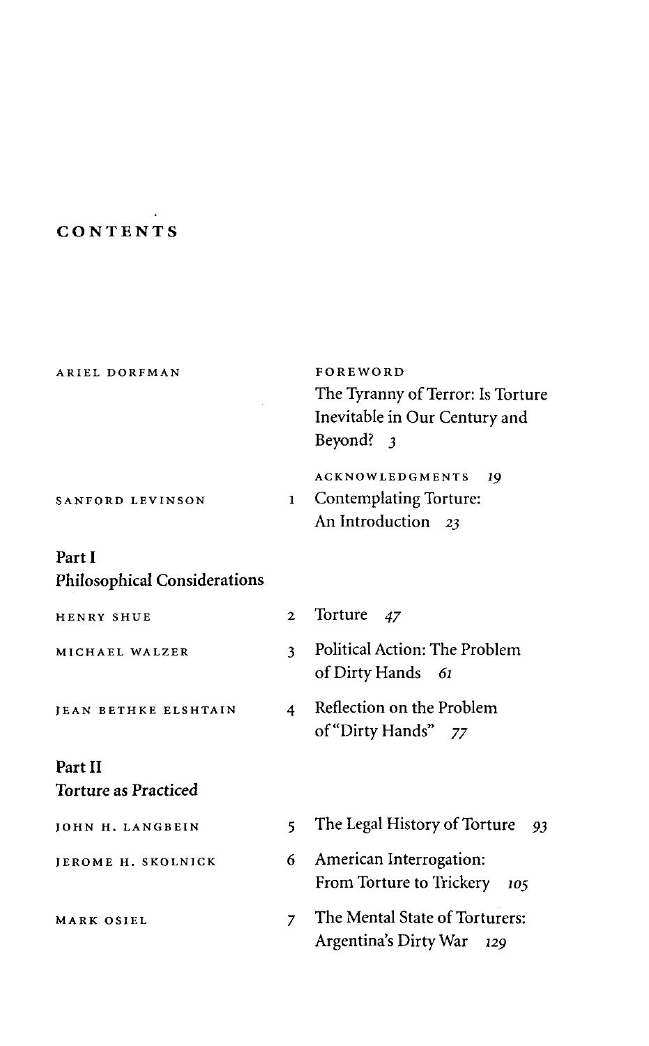# CONTENTS

ARIEL DORFMAN — FOREWORD
The Tyranny of Terror: Is Torture Inevitable in Our Century and Beyond? *3*

ACKNOWLEDGMENTS *19*

SANFORD LEVINSON — 1 Contemplating Torture: An Introduction *23*

## Part I
## Philosophical Considerations

HENRY SHUE — 2 Torture *47*

MICHAEL WALZER — 3 Political Action: The Problem of Dirty Hands *61*

JEAN BETHKE ELSHTAIN — 4 Reflection on the Problem of "Dirty Hands" *77*

## Part II
## Torture as Practiced

JOHN H. LANGBEIN — 5 The Legal History of Torture *93*

JEROME H. SKOLNICK — 6 American Interrogation: From Torture to Trickery *105*

MARK OSIEL — 7 The Mental State of Torturers: Argentina's Dirty War *129*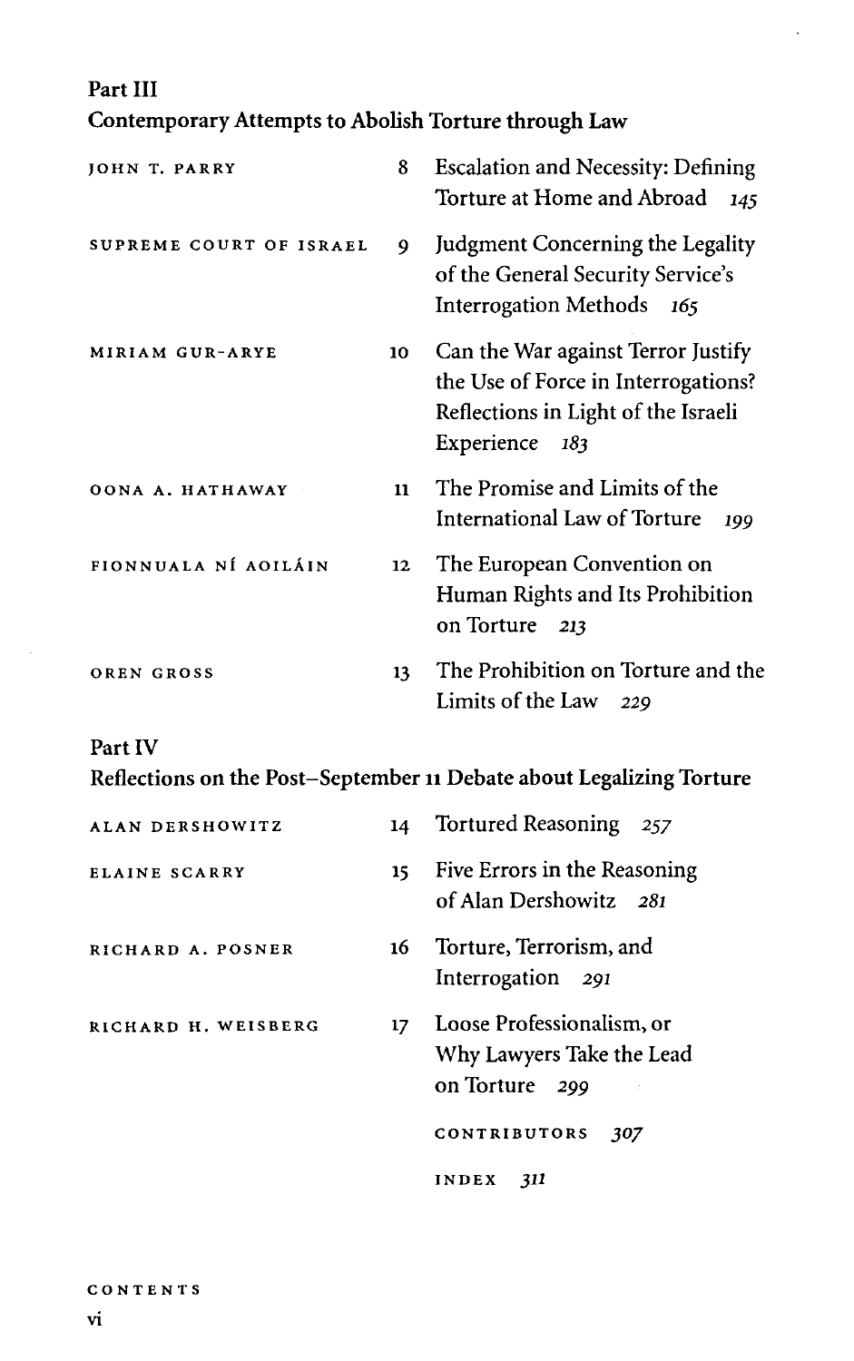## Part III

## Contemporary Attempts to Abolish Torture through Law

| | | |
|---|---|---|
| JOHN T. PARRY | 8 | Escalation and Necessity: Defining Torture at Home and Abroad *145* |
| SUPREME COURT OF ISRAEL | 9 | Judgment Concerning the Legality of the General Security Service's Interrogation Methods *165* |
| MIRIAM GUR-ARYE | 10 | Can the War against Terror Justify the Use of Force in Interrogations? Reflections in Light of the Israeli Experience *183* |
| OONA A. HATHAWAY | 11 | The Promise and Limits of the International Law of Torture *199* |
| FIONNUALA NÍ AOILÁIN | 12 | The European Convention on Human Rights and Its Prohibition on Torture *213* |
| OREN GROSS | 13 | The Prohibition on Torture and the Limits of the Law *229* |

## Part IV

## Reflections on the Post–September 11 Debate about Legalizing Torture

| | | |
|---|---|---|
| ALAN DERSHOWITZ | 14 | Tortured Reasoning *257* |
| ELAINE SCARRY | 15 | Five Errors in the Reasoning of Alan Dershowitz *281* |
| RICHARD A. POSNER | 16 | Torture, Terrorism, and Interrogation *291* |
| RICHARD H. WEISBERG | 17 | Loose Professionalism, or Why Lawyers Take the Lead on Torture *299* |
| | | CONTRIBUTORS *307* |
| | | INDEX *311* |